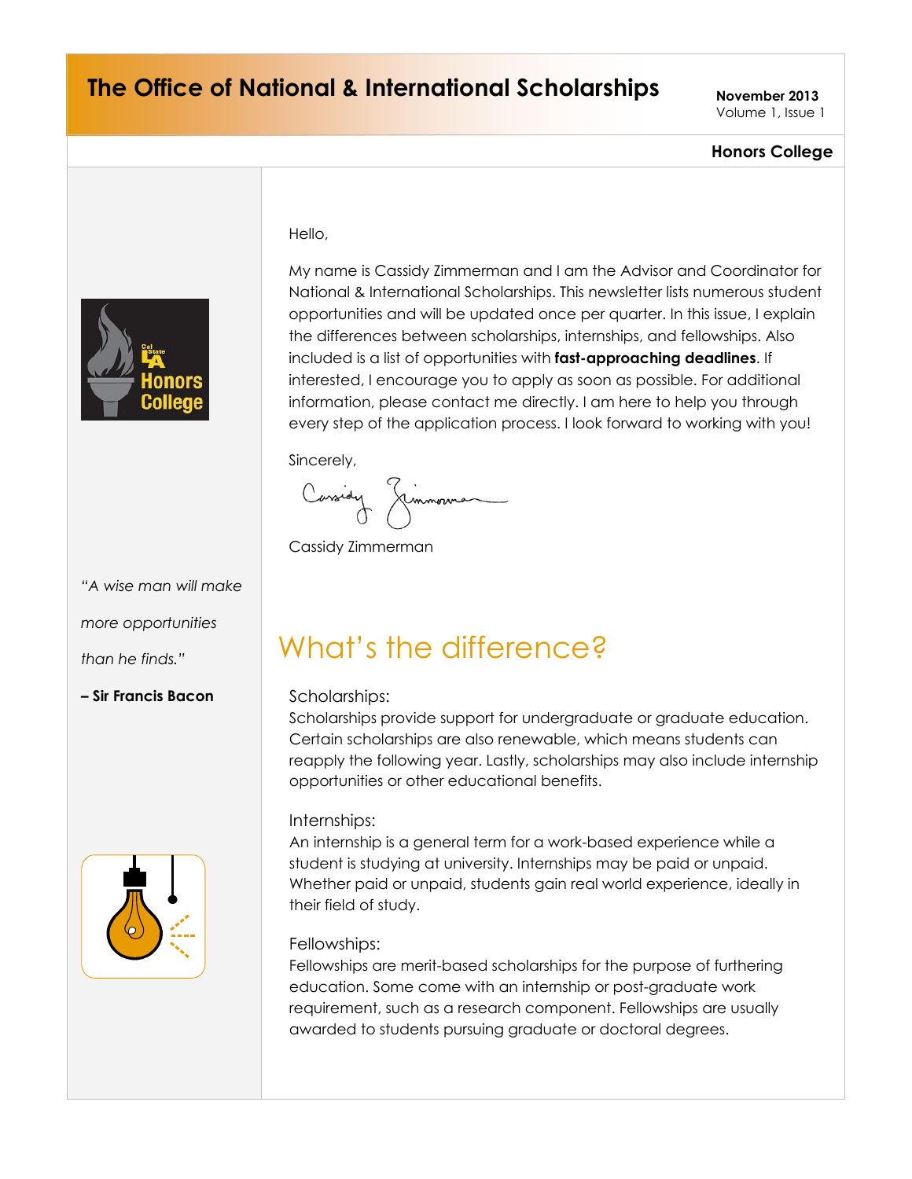# The Office of National & International Scholarships

**November 2013**
Volume 1, Issue 1

**Honors College**

Hello,

My name is Cassidy Zimmerman and I am the Advisor and Coordinator for National & International Scholarships. This newsletter lists numerous student opportunities and will be updated once per quarter. In this issue, I explain the differences between scholarships, internships, and fellowships. Also included is a list of opportunities with **fast-approaching deadlines**. If interested, I encourage you to apply as soon as possible. For additional information, please contact me directly. I am here to help you through every step of the application process. I look forward to working with you!

Sincerely,

Cassidy Zimmerman

*"A wise man will make more opportunities than he finds."*

**– Sir Francis Bacon**

## What's the difference?

Scholarships:
Scholarships provide support for undergraduate or graduate education. Certain scholarships are also renewable, which means students can reapply the following year. Lastly, scholarships may also include internship opportunities or other educational benefits.

Internships:
An internship is a general term for a work-based experience while a student is studying at university. Internships may be paid or unpaid. Whether paid or unpaid, students gain real world experience, ideally in their field of study.

Fellowships:
Fellowships are merit-based scholarships for the purpose of furthering education. Some come with an internship or post-graduate work requirement, such as a research component. Fellowships are usually awarded to students pursuing graduate or doctoral degrees.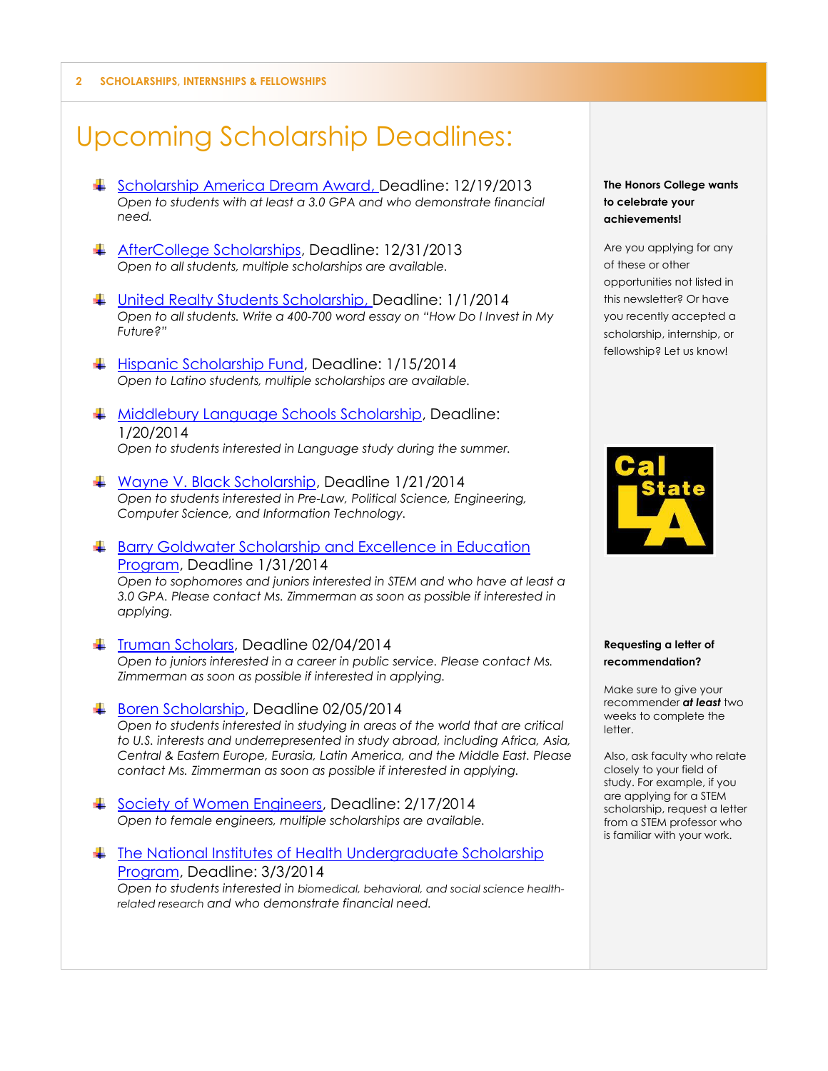# Upcoming Scholarship Deadlines:

- Scholarship America Dream Award, Deadline: 12/19/2013
  *Open to students with at least a 3.0 GPA and who demonstrate financial need.*

- AfterCollege Scholarships, Deadline: 12/31/2013
  *Open to all students, multiple scholarships are available.*

- United Realty Students Scholarship, Deadline: 1/1/2014
  *Open to all students. Write a 400-700 word essay on "How Do I Invest in My Future?"*

- Hispanic Scholarship Fund, Deadline: 1/15/2014
  *Open to Latino students, multiple scholarships are available.*

- Middlebury Language Schools Scholarship, Deadline: 1/20/2014
  *Open to students interested in Language study during the summer.*

- Wayne V. Black Scholarship, Deadline 1/21/2014
  *Open to students interested in Pre-Law, Political Science, Engineering, Computer Science, and Information Technology.*

- Barry Goldwater Scholarship and Excellence in Education Program, Deadline 1/31/2014
  *Open to sophomores and juniors interested in STEM and who have at least a 3.0 GPA. Please contact Ms. Zimmerman as soon as possible if interested in applying.*

- Truman Scholars, Deadline 02/04/2014
  *Open to juniors interested in a career in public service. Please contact Ms. Zimmerman as soon as possible if interested in applying.*

- Boren Scholarship, Deadline 02/05/2014
  *Open to students interested in studying in areas of the world that are critical to U.S. interests and underrepresented in study abroad, including Africa, Asia, Central & Eastern Europe, Eurasia, Latin America, and the Middle East. Please contact Ms. Zimmerman as soon as possible if interested in applying.*

- Society of Women Engineers, Deadline: 2/17/2014
  *Open to female engineers, multiple scholarships are available.*

- The National Institutes of Health Undergraduate Scholarship Program, Deadline: 3/3/2014
  *Open to students interested in biomedical, behavioral, and social science health-related research and who demonstrate financial need.*

**The Honors College wants to celebrate your achievements!**

Are you applying for any of these or other opportunities not listed in this newsletter? Or have you recently accepted a scholarship, internship, or fellowship? Let us know!

**Requesting a letter of recommendation?**

Make sure to give your recommender ***at least*** two weeks to complete the letter.

Also, ask faculty who relate closely to your field of study. For example, if you are applying for a STEM scholarship, request a letter from a STEM professor who is familiar with your work.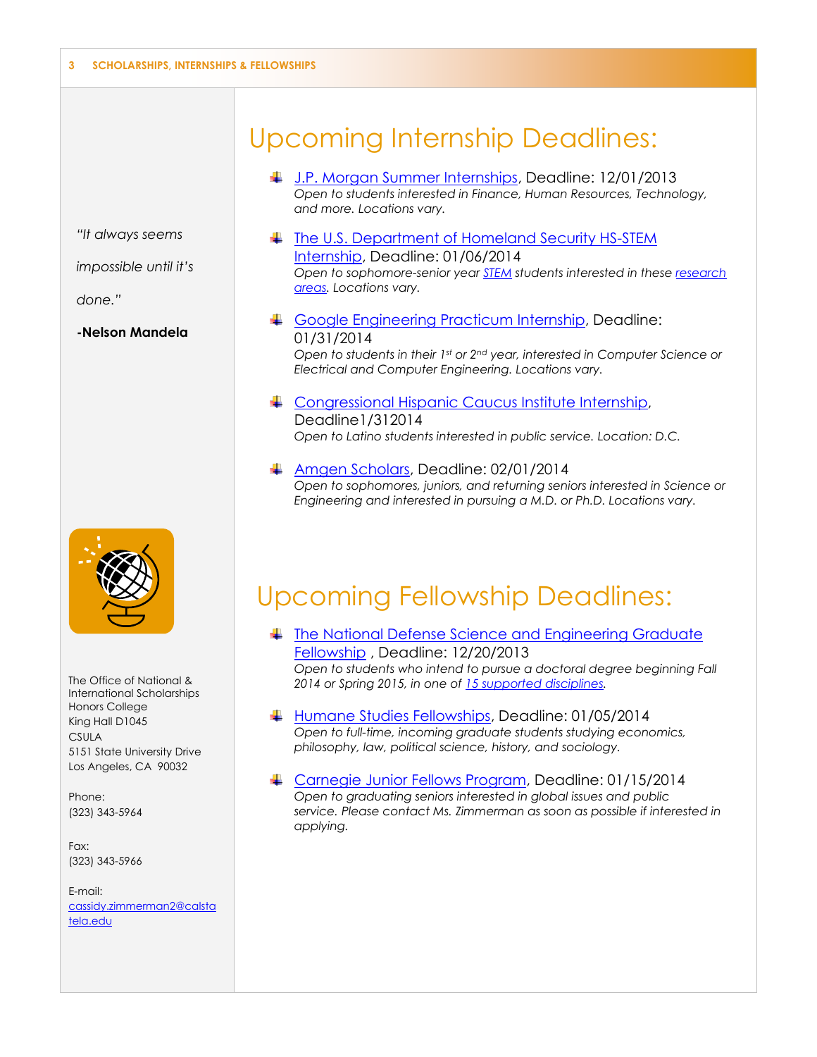# Upcoming Internship Deadlines:

- J.P. Morgan Summer Internships, Deadline: 12/01/2013
  *Open to students interested in Finance, Human Resources, Technology, and more. Locations vary.*

- The U.S. Department of Homeland Security HS-STEM Internship, Deadline: 01/06/2014
  *Open to sophomore-senior year STEM students interested in these research areas. Locations vary.*

- Google Engineering Practicum Internship, Deadline: 01/31/2014
  *Open to students in their 1st or 2nd year, interested in Computer Science or Electrical and Computer Engineering. Locations vary.*

- Congressional Hispanic Caucus Institute Internship, Deadline1/312014
  *Open to Latino students interested in public service. Location: D.C.*

- Amgen Scholars, Deadline: 02/01/2014
  *Open to sophomores, juniors, and returning seniors interested in Science or Engineering and interested in pursuing a M.D. or Ph.D. Locations vary.*

# Upcoming Fellowship Deadlines:

- The National Defense Science and Engineering Graduate Fellowship , Deadline: 12/20/2013
  *Open to students who intend to pursue a doctoral degree beginning Fall 2014 or Spring 2015, in one of 15 supported disciplines.*

- Humane Studies Fellowships, Deadline: 01/05/2014
  *Open to full-time, incoming graduate students studying economics, philosophy, law, political science, history, and sociology.*

- Carnegie Junior Fellows Program, Deadline: 01/15/2014
  *Open to graduating seniors interested in global issues and public service. Please contact Ms. Zimmerman as soon as possible if interested in applying.*

*"It always seems impossible until it's done."*

**-Nelson Mandela**

The Office of National & International Scholarships
Honors College
King Hall D1045
CSULA
5151 State University Drive
Los Angeles, CA 90032

Phone:
(323) 343-5964

Fax:
(323) 343-5966

E-mail:
cassidy.zimmerman2@calstatela.edu